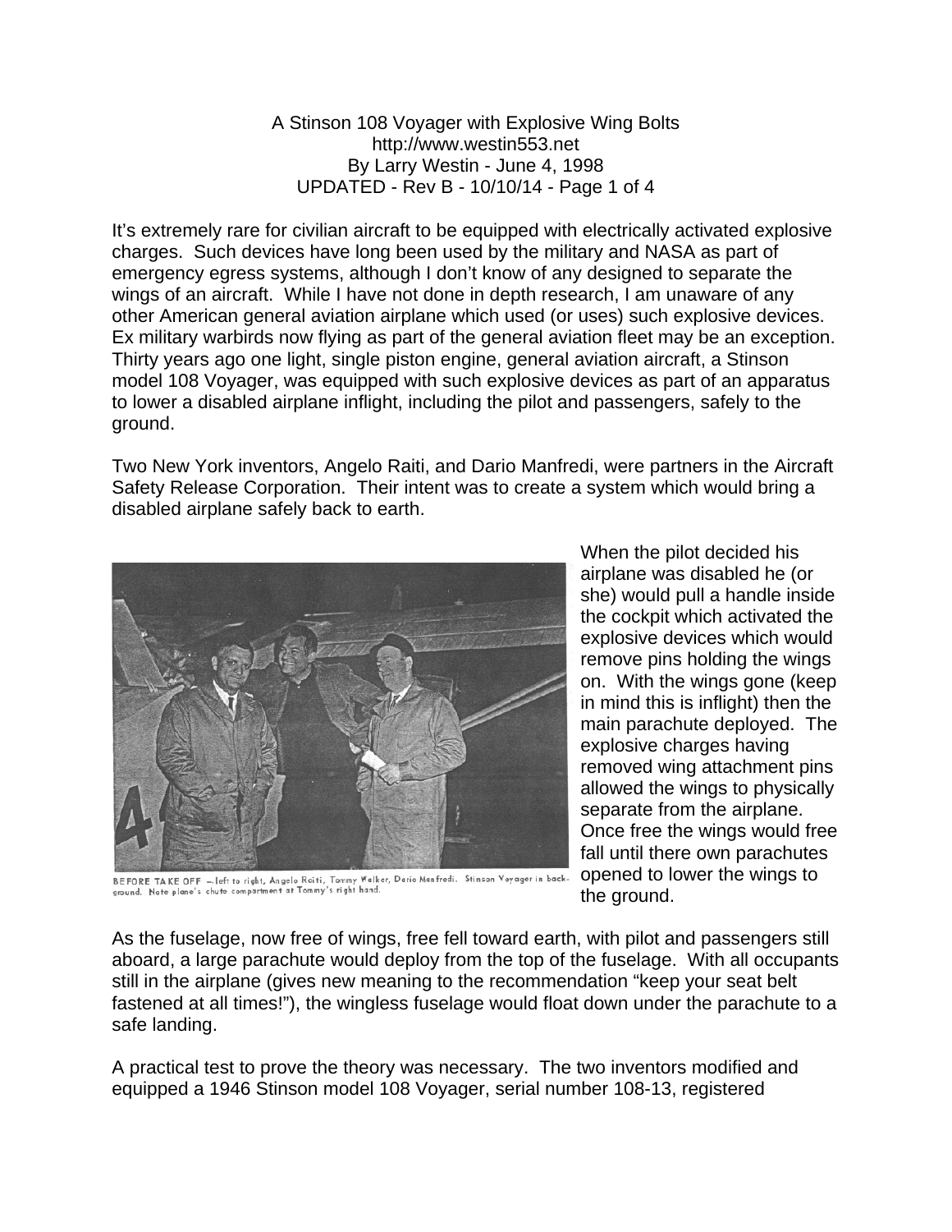# A Stinson 108 Voyager with Explosive Wing Bolts

http://www.westin553.net
By Larry Westin - June 4, 1998
UPDATED - Rev B - 10/10/14

It's extremely rare for civilian aircraft to be equipped with electrically activated explosive charges. Such devices have long been used by the military and NASA as part of emergency egress systems, although I don't know of any designed to separate the wings of an aircraft. While I have not done in depth research, I am unaware of any other American general aviation airplane which used (or uses) such explosive devices. Ex military warbirds now flying as part of the general aviation fleet may be an exception. Thirty years ago one light, single piston engine, general aviation aircraft, a Stinson model 108 Voyager, was equipped with such explosive devices as part of an apparatus to lower a disabled airplane inflight, including the pilot and passengers, safely to the ground.

Two New York inventors, Angelo Raiti, and Dario Manfredi, were partners in the Aircraft Safety Release Corporation. Their intent was to create a system which would bring a disabled airplane safely back to earth.

BEFORE TAKE OFF —left to right, Angelo Raiti, Tommy Walker, Dario Manfredi. Stinson Voyager in background. Note plane's chute compartment at Tommy's right hand.

When the pilot decided his airplane was disabled he (or she) would pull a handle inside the cockpit which activated the explosive devices which would remove pins holding the wings on. With the wings gone (keep in mind this is inflight) then the main parachute deployed. The explosive charges having removed wing attachment pins allowed the wings to physically separate from the airplane. Once free the wings would free fall until there own parachutes opened to lower the wings to the ground.

As the fuselage, now free of wings, free fell toward earth, with pilot and passengers still aboard, a large parachute would deploy from the top of the fuselage. With all occupants still in the airplane (gives new meaning to the recommendation "keep your seat belt fastened at all times!"), the wingless fuselage would float down under the parachute to a safe landing.

A practical test to prove the theory was necessary. The two inventors modified and equipped a 1946 Stinson model 108 Voyager, serial number 108-13, registered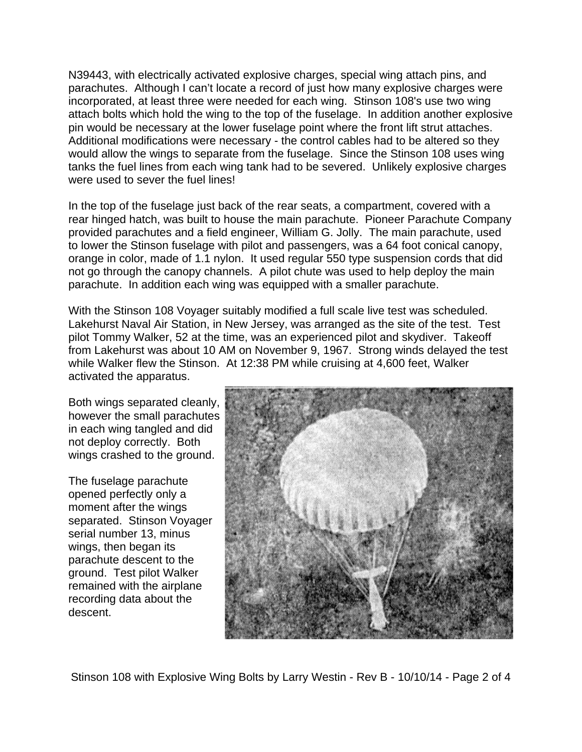N39443, with electrically activated explosive charges, special wing attach pins, and parachutes. Although I can't locate a record of just how many explosive charges were incorporated, at least three were needed for each wing. Stinson 108's use two wing attach bolts which hold the wing to the top of the fuselage. In addition another explosive pin would be necessary at the lower fuselage point where the front lift strut attaches. Additional modifications were necessary - the control cables had to be altered so they would allow the wings to separate from the fuselage. Since the Stinson 108 uses wing tanks the fuel lines from each wing tank had to be severed. Unlikely explosive charges were used to sever the fuel lines!

In the top of the fuselage just back of the rear seats, a compartment, covered with a rear hinged hatch, was built to house the main parachute. Pioneer Parachute Company provided parachutes and a field engineer, William G. Jolly. The main parachute, used to lower the Stinson fuselage with pilot and passengers, was a 64 foot conical canopy, orange in color, made of 1.1 nylon. It used regular 550 type suspension cords that did not go through the canopy channels. A pilot chute was used to help deploy the main parachute. In addition each wing was equipped with a smaller parachute.

With the Stinson 108 Voyager suitably modified a full scale live test was scheduled. Lakehurst Naval Air Station, in New Jersey, was arranged as the site of the test. Test pilot Tommy Walker, 52 at the time, was an experienced pilot and skydiver. Takeoff from Lakehurst was about 10 AM on November 9, 1967. Strong winds delayed the test while Walker flew the Stinson. At 12:38 PM while cruising at 4,600 feet, Walker activated the apparatus.

Both wings separated cleanly, however the small parachutes in each wing tangled and did not deploy correctly. Both wings crashed to the ground.

The fuselage parachute opened perfectly only a moment after the wings separated. Stinson Voyager serial number 13, minus wings, then began its parachute descent to the ground. Test pilot Walker remained with the airplane recording data about the descent.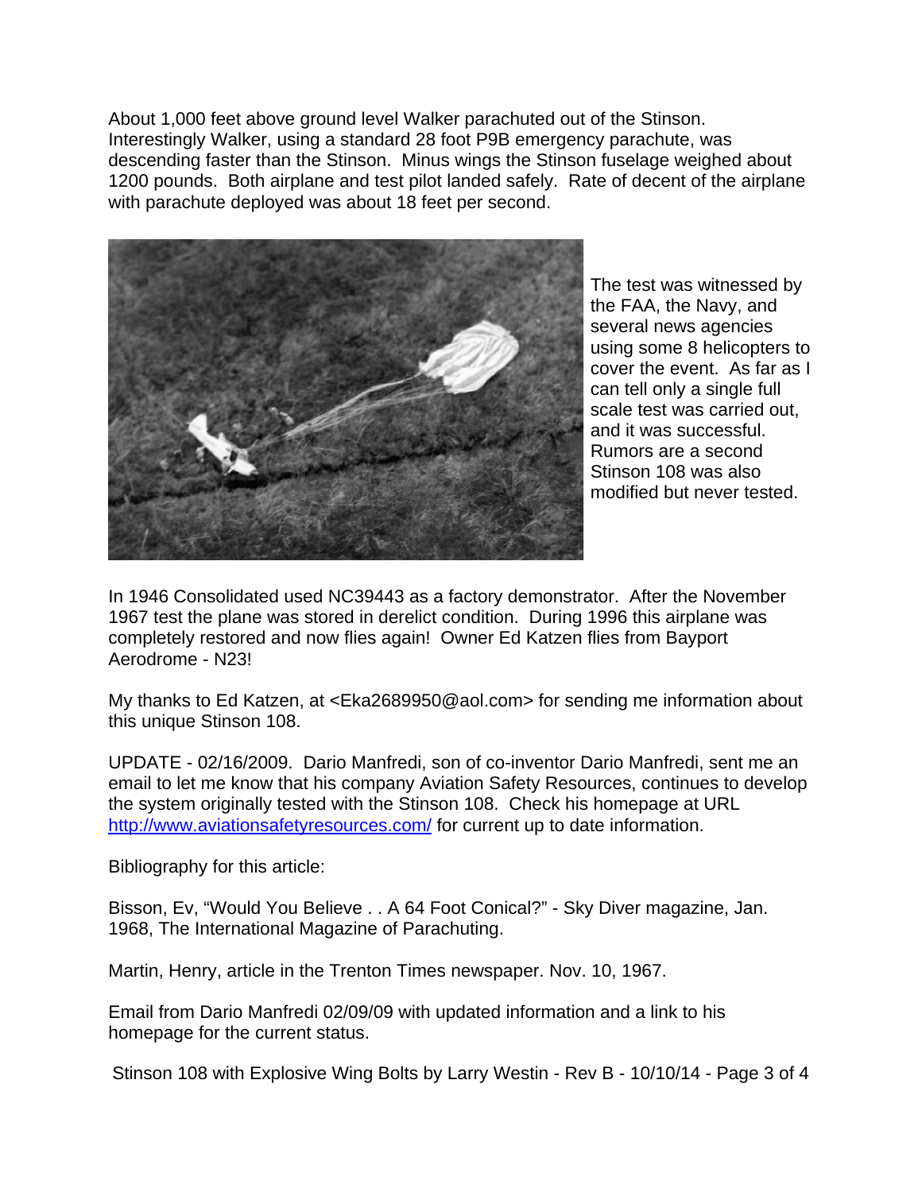About 1,000 feet above ground level Walker parachuted out of the Stinson. Interestingly Walker, using a standard 28 foot P9B emergency parachute, was descending faster than the Stinson. Minus wings the Stinson fuselage weighed about 1200 pounds. Both airplane and test pilot landed safely. Rate of decent of the airplane with parachute deployed was about 18 feet per second.

The test was witnessed by the FAA, the Navy, and several news agencies using some 8 helicopters to cover the event. As far as I can tell only a single full scale test was carried out, and it was successful. Rumors are a second Stinson 108 was also modified but never tested.

In 1946 Consolidated used NC39443 as a factory demonstrator. After the November 1967 test the plane was stored in derelict condition. During 1996 this airplane was completely restored and now flies again! Owner Ed Katzen flies from Bayport Aerodrome - N23!

My thanks to Ed Katzen, at <Eka2689950@aol.com> for sending me information about this unique Stinson 108.

UPDATE - 02/16/2009. Dario Manfredi, son of co-inventor Dario Manfredi, sent me an email to let me know that his company Aviation Safety Resources, continues to develop the system originally tested with the Stinson 108. Check his homepage at URL http://www.aviationsafetyresources.com/ for current up to date information.

Bibliography for this article:

Bisson, Ev, "Would You Believe . . A 64 Foot Conical?" - Sky Diver magazine, Jan. 1968, The International Magazine of Parachuting.

Martin, Henry, article in the Trenton Times newspaper. Nov. 10, 1967.

Email from Dario Manfredi 02/09/09 with updated information and a link to his homepage for the current status.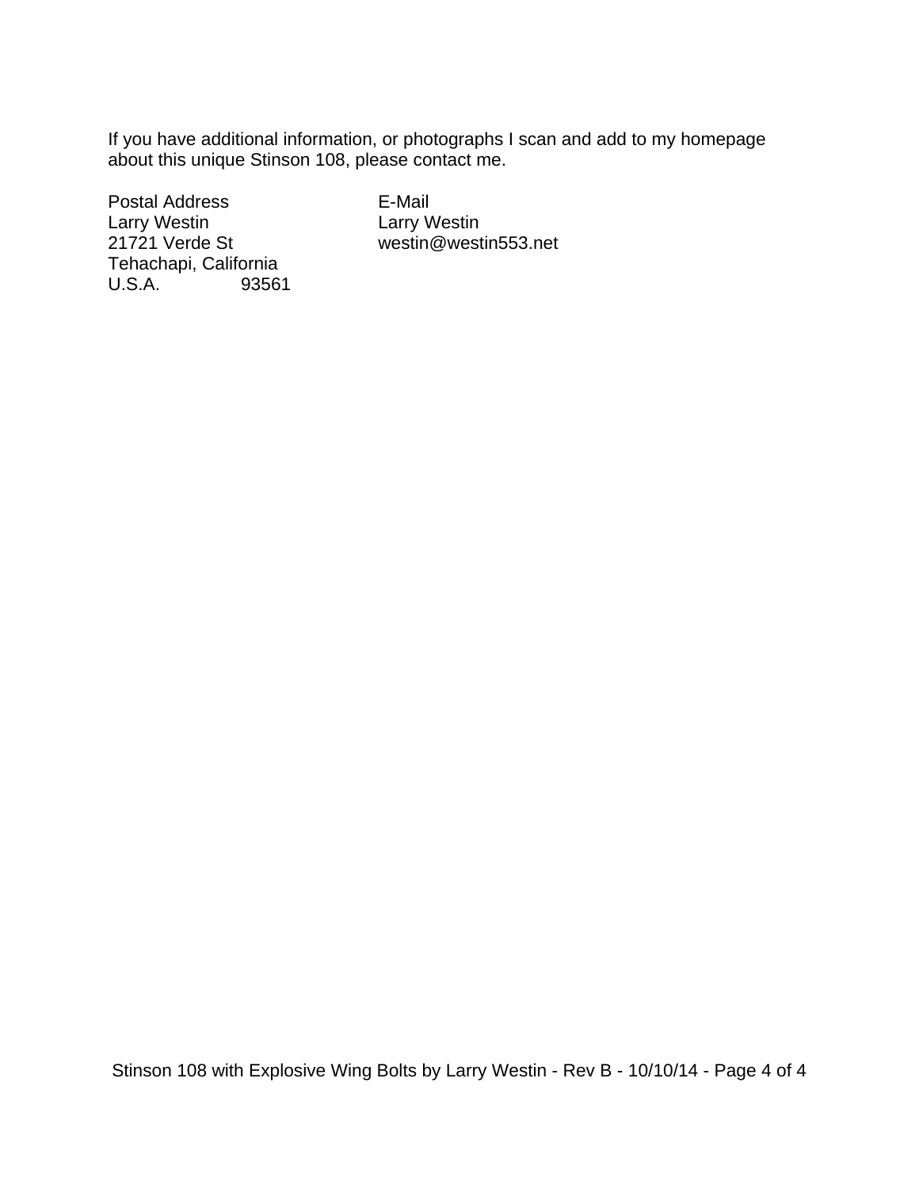If you have additional information, or photographs I scan and add to my homepage about this unique Stinson 108, please contact me.

| | |
|---|---|
| Postal Address | E-Mail |
| Larry Westin | Larry Westin |
| 21721 Verde St | westin@westin553.net |
| Tehachapi, California | |
| U.S.A. 93561 | |